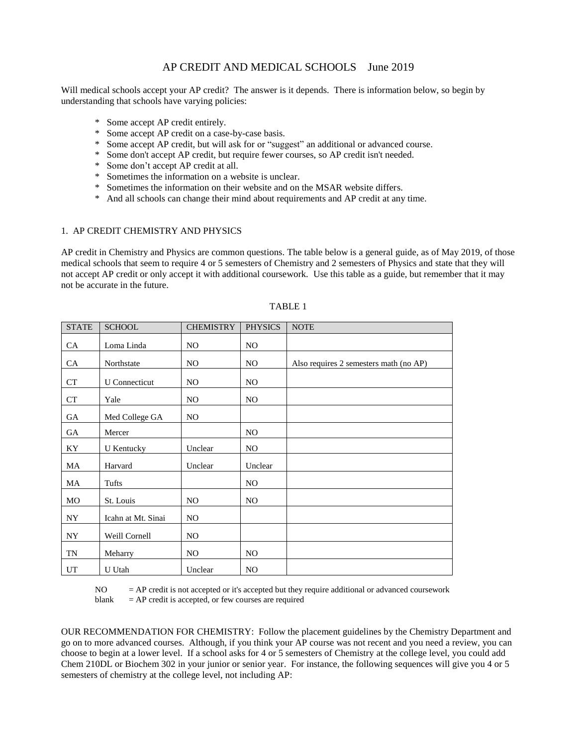# AP CREDIT AND MEDICAL SCHOOLS June 2019

Will medical schools accept your AP credit? The answer is it depends. There is information below, so begin by understanding that schools have varying policies:

* Some accept AP credit entirely.
* Some accept AP credit on a case-by-case basis.
* Some accept AP credit, but will ask for or "suggest" an additional or advanced course.
* Some don't accept AP credit, but require fewer courses, so AP credit isn't needed.
* Some don't accept AP credit at all.
* Sometimes the information on a website is unclear.
* Sometimes the information on their website and on the MSAR website differs.
* And all schools can change their mind about requirements and AP credit at any time.

## 1. AP CREDIT CHEMISTRY AND PHYSICS

AP credit in Chemistry and Physics are common questions. The table below is a general guide, as of May 2019, of those medical schools that seem to require 4 or 5 semesters of Chemistry and 2 semesters of Physics and state that they will not accept AP credit or only accept it with additional coursework. Use this table as a guide, but remember that it may not be accurate in the future.

TABLE 1

| STATE | SCHOOL | CHEMISTRY | PHYSICS | NOTE |
|---|---|---|---|---|
| CA | Loma Linda | NO | NO | |
| CA | Northstate | NO | NO | Also requires 2 semesters math (no AP) |
| CT | U Connecticut | NO | NO | |
| CT | Yale | NO | NO | |
| GA | Med College GA | NO | | |
| GA | Mercer | | NO | |
| KY | U Kentucky | Unclear | NO | |
| MA | Harvard | Unclear | Unclear | |
| MA | Tufts | | NO | |
| MO | St. Louis | NO | NO | |
| NY | Icahn at Mt. Sinai | NO | | |
| NY | Weill Cornell | NO | | |
| TN | Meharry | NO | NO | |
| UT | U Utah | Unclear | NO | |

NO = AP credit is not accepted or it's accepted but they require additional or advanced coursework
blank = AP credit is accepted, or few courses are required

OUR RECOMMENDATION FOR CHEMISTRY: Follow the placement guidelines by the Chemistry Department and go on to more advanced courses. Although, if you think your AP course was not recent and you need a review, you can choose to begin at a lower level. If a school asks for 4 or 5 semesters of Chemistry at the college level, you could add Chem 210DL or Biochem 302 in your junior or senior year. For instance, the following sequences will give you 4 or 5 semesters of chemistry at the college level, not including AP: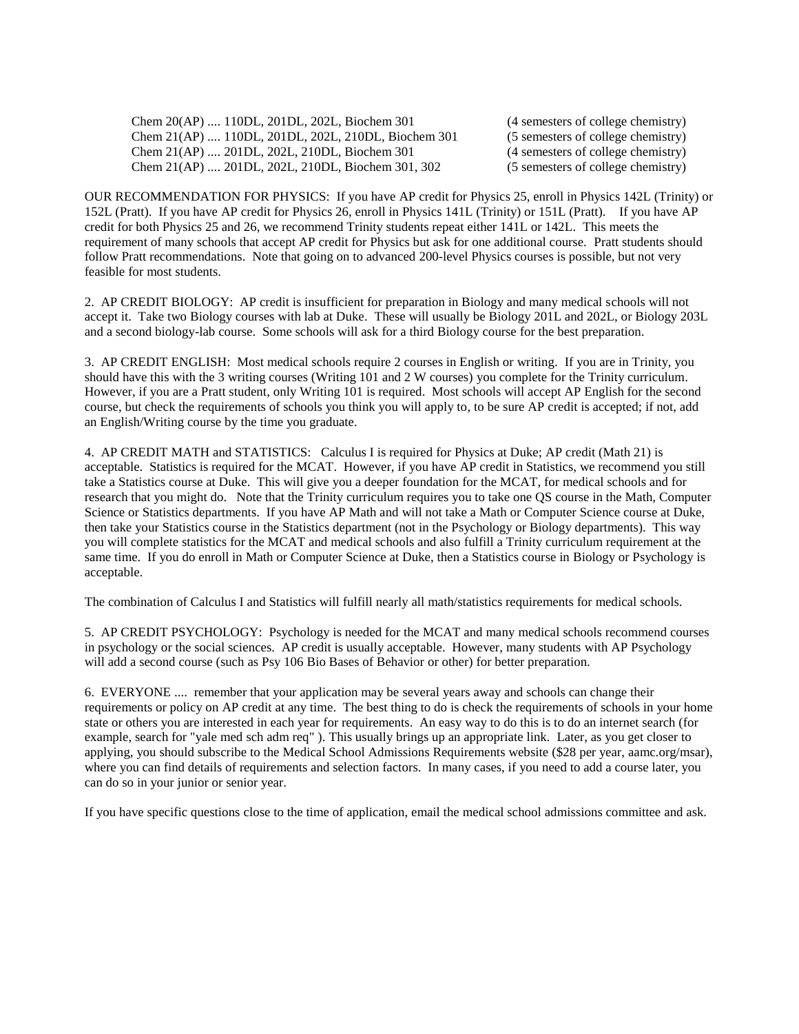| | |
|---|---|
| Chem 20(AP) .... 110DL, 201DL, 202L, Biochem 301 | (4 semesters of college chemistry) |
| Chem 21(AP) .... 110DL, 201DL, 202L, 210DL, Biochem 301 | (5 semesters of college chemistry) |
| Chem 21(AP) .... 201DL, 202L, 210DL, Biochem 301 | (4 semesters of college chemistry) |
| Chem 21(AP) .... 201DL, 202L, 210DL, Biochem 301, 302 | (5 semesters of college chemistry) |

OUR RECOMMENDATION FOR PHYSICS: If you have AP credit for Physics 25, enroll in Physics 142L (Trinity) or 152L (Pratt). If you have AP credit for Physics 26, enroll in Physics 141L (Trinity) or 151L (Pratt). If you have AP credit for both Physics 25 and 26, we recommend Trinity students repeat either 141L or 142L. This meets the requirement of many schools that accept AP credit for Physics but ask for one additional course. Pratt students should follow Pratt recommendations. Note that going on to advanced 200-level Physics courses is possible, but not very feasible for most students.

2. AP CREDIT BIOLOGY: AP credit is insufficient for preparation in Biology and many medical schools will not accept it. Take two Biology courses with lab at Duke. These will usually be Biology 201L and 202L, or Biology 203L and a second biology-lab course. Some schools will ask for a third Biology course for the best preparation.

3. AP CREDIT ENGLISH: Most medical schools require 2 courses in English or writing. If you are in Trinity, you should have this with the 3 writing courses (Writing 101 and 2 W courses) you complete for the Trinity curriculum. However, if you are a Pratt student, only Writing 101 is required. Most schools will accept AP English for the second course, but check the requirements of schools you think you will apply to, to be sure AP credit is accepted; if not, add an English/Writing course by the time you graduate.

4. AP CREDIT MATH and STATISTICS: Calculus I is required for Physics at Duke; AP credit (Math 21) is acceptable. Statistics is required for the MCAT. However, if you have AP credit in Statistics, we recommend you still take a Statistics course at Duke. This will give you a deeper foundation for the MCAT, for medical schools and for research that you might do. Note that the Trinity curriculum requires you to take one QS course in the Math, Computer Science or Statistics departments. If you have AP Math and will not take a Math or Computer Science course at Duke, then take your Statistics course in the Statistics department (not in the Psychology or Biology departments). This way you will complete statistics for the MCAT and medical schools and also fulfill a Trinity curriculum requirement at the same time. If you do enroll in Math or Computer Science at Duke, then a Statistics course in Biology or Psychology is acceptable.

The combination of Calculus I and Statistics will fulfill nearly all math/statistics requirements for medical schools.

5. AP CREDIT PSYCHOLOGY: Psychology is needed for the MCAT and many medical schools recommend courses in psychology or the social sciences. AP credit is usually acceptable. However, many students with AP Psychology will add a second course (such as Psy 106 Bio Bases of Behavior or other) for better preparation.

6. EVERYONE .... remember that your application may be several years away and schools can change their requirements or policy on AP credit at any time. The best thing to do is check the requirements of schools in your home state or others you are interested in each year for requirements. An easy way to do this is to do an internet search (for example, search for "yale med sch adm req" ). This usually brings up an appropriate link. Later, as you get closer to applying, you should subscribe to the Medical School Admissions Requirements website ($28 per year, aamc.org/msar), where you can find details of requirements and selection factors. In many cases, if you need to add a course later, you can do so in your junior or senior year.

If you have specific questions close to the time of application, email the medical school admissions committee and ask.